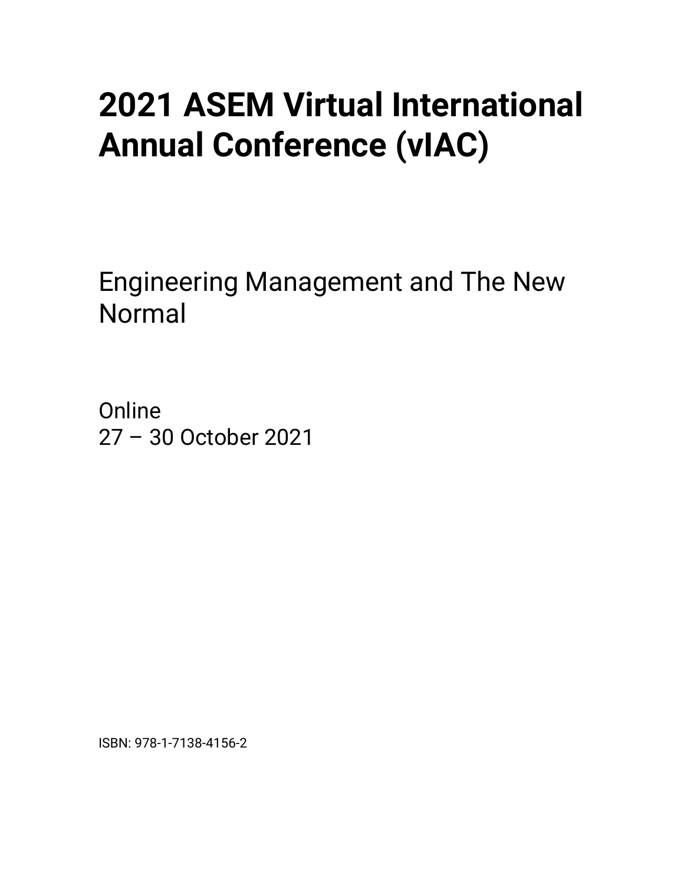# 2021 ASEM Virtual International Annual Conference (vIAC)

Engineering Management and The New Normal

Online
27 – 30 October 2021

ISBN: 978-1-7138-4156-2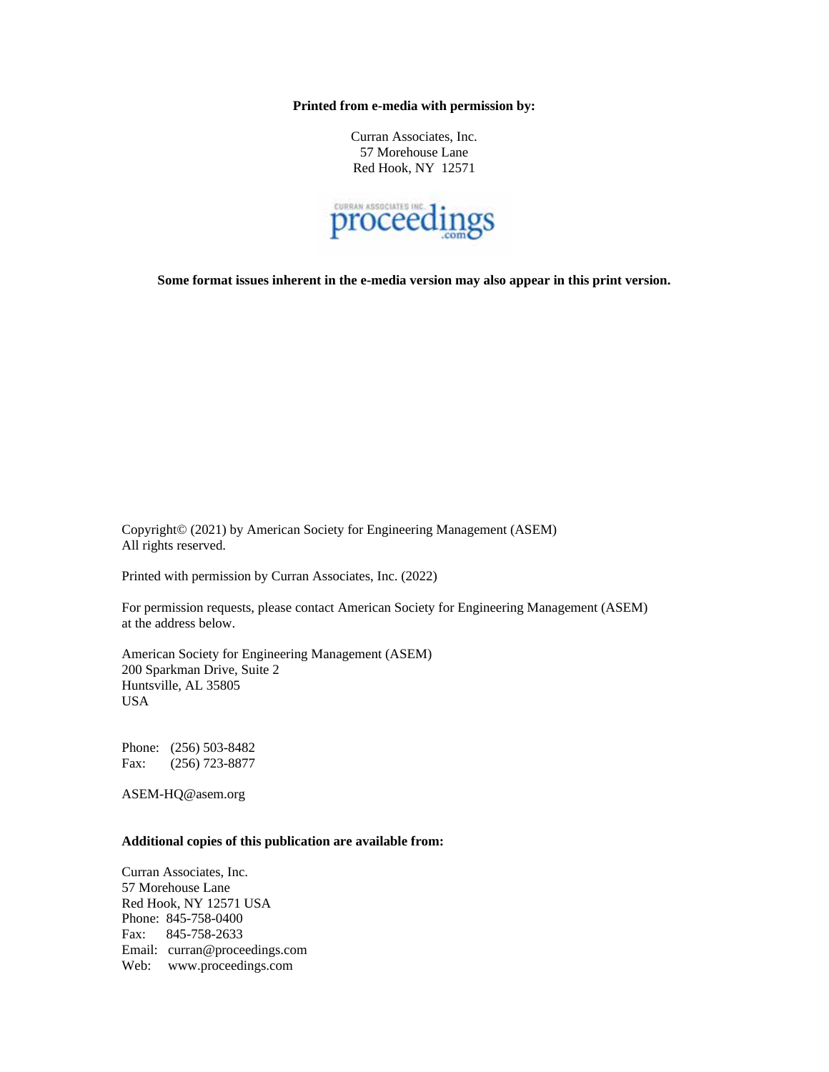**Printed from e-media with permission by:**

Curran Associates, Inc.
57 Morehouse Lane
Red Hook, NY 12571

**Some format issues inherent in the e-media version may also appear in this print version.**

Copyright© (2021) by American Society for Engineering Management (ASEM)
All rights reserved.

Printed with permission by Curran Associates, Inc. (2022)

For permission requests, please contact American Society for Engineering Management (ASEM) at the address below.

American Society for Engineering Management (ASEM)
200 Sparkman Drive, Suite 2
Huntsville, AL 35805
USA

Phone: (256) 503-8482
Fax: (256) 723-8877

ASEM-HQ@asem.org

**Additional copies of this publication are available from:**

Curran Associates, Inc.
57 Morehouse Lane
Red Hook, NY 12571 USA
Phone: 845-758-0400
Fax: 845-758-2633
Email: curran@proceedings.com
Web: www.proceedings.com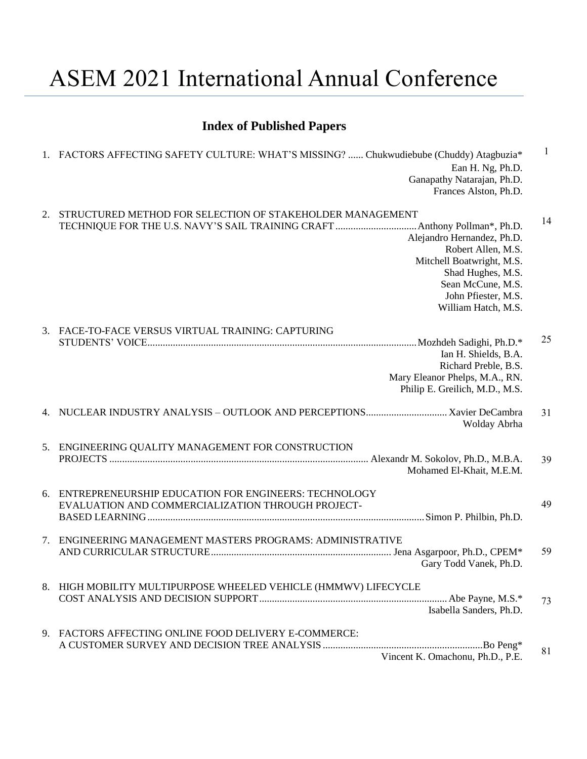# ASEM 2021 International Annual Conference

## Index of Published Papers

1. FACTORS AFFECTING SAFETY CULTURE: WHAT'S MISSING? ...... Chukwudiebube (Chuddy) Atagbuzia* — 1
   Ean H. Ng, Ph.D.
   Ganapathy Natarajan, Ph.D.
   Frances Alston, Ph.D.

2. STRUCTURED METHOD FOR SELECTION OF STAKEHOLDER MANAGEMENT TECHNIQUE FOR THE U.S. NAVY'S SAIL TRAINING CRAFT ................................ Anthony Pollman*, Ph.D. — 14
   Alejandro Hernandez, Ph.D.
   Robert Allen, M.S.
   Mitchell Boatwright, M.S.
   Shad Hughes, M.S.
   Sean McCune, M.S.
   John Pfiester, M.S.
   William Hatch, M.S.

3. FACE-TO-FACE VERSUS VIRTUAL TRAINING: CAPTURING STUDENTS' VOICE ........................................................................................................ Mozhdeh Sadighi, Ph.D.* — 25
   Ian H. Shields, B.A.
   Richard Preble, B.S.
   Mary Eleanor Phelps, M.A., RN.
   Philip E. Greilich, M.D., M.S.

4. NUCLEAR INDUSTRY ANALYSIS – OUTLOOK AND PERCEPTIONS................................ Xavier DeCambra — 31
   Wolday Abrha

5. ENGINEERING QUALITY MANAGEMENT FOR CONSTRUCTION PROJECTS ..................................................................................................... Alexandr M. Sokolov, Ph.D., M.B.A. — 39
   Mohamed El-Khait, M.E.M.

6. ENTREPRENEURSHIP EDUCATION FOR ENGINEERS: TECHNOLOGY EVALUATION AND COMMERCIALIZATION THROUGH PROJECT-BASED LEARNING ............................................................................................................ Simon P. Philbin, Ph.D. — 49

7. ENGINEERING MANAGEMENT MASTERS PROGRAMS: ADMINISTRATIVE AND CURRICULAR STRUCTURE ...................................................................... Jena Asgarpoor, Ph.D., CPEM* — 59
   Gary Todd Vanek, Ph.D.

8. HIGH MOBILITY MULTIPURPOSE WHEELED VEHICLE (HMMWV) LIFECYCLE COST ANALYSIS AND DECISION SUPPORT ......................................................................... Abe Payne, M.S.* — 73
   Isabella Sanders, Ph.D.

9. FACTORS AFFECTING ONLINE FOOD DELIVERY E-COMMERCE: A CUSTOMER SURVEY AND DECISION TREE ANALYSIS .............................................................. Bo Peng* — 81
   Vincent K. Omachonu, Ph.D., P.E.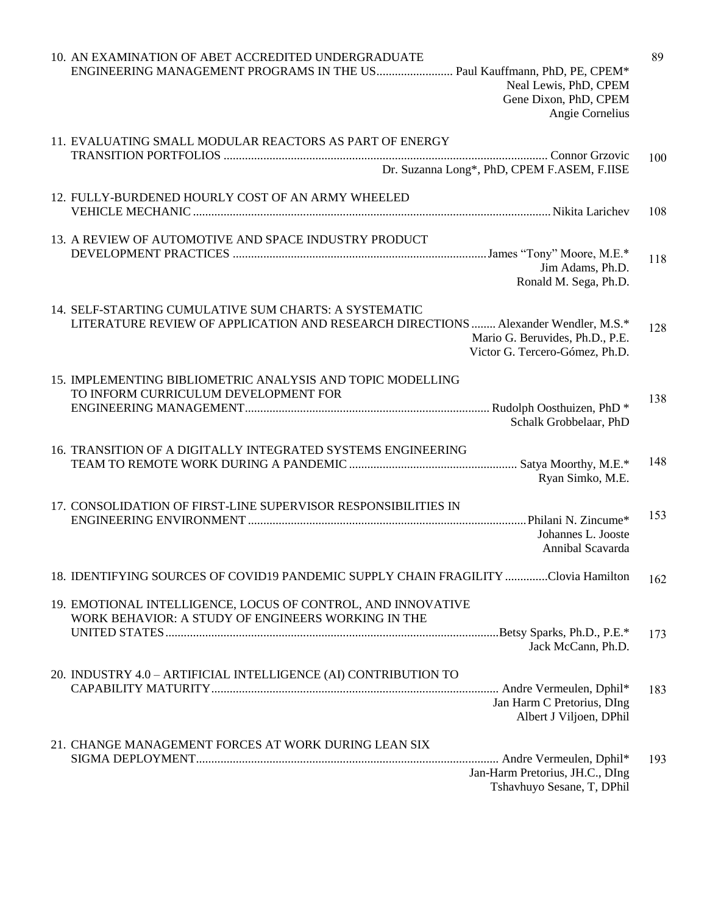10. AN EXAMINATION OF ABET ACCREDITED UNDERGRADUATE ENGINEERING MANAGEMENT PROGRAMS IN THE US ......................... Paul Kauffmann, PhD, PE, CPEM* — 89
    Neal Lewis, PhD, CPEM
    Gene Dixon, PhD, CPEM
    Angie Cornelius

11. EVALUATING SMALL MODULAR REACTORS AS PART OF ENERGY TRANSITION PORTFOLIOS ......................... Connor Grzovic — 100
    Dr. Suzanna Long*, PhD, CPEM F.ASEM, F.IISE

12. FULLY-BURDENED HOURLY COST OF AN ARMY WHEELED VEHICLE MECHANIC ......................... Nikita Larichev — 108

13. A REVIEW OF AUTOMOTIVE AND SPACE INDUSTRY PRODUCT DEVELOPMENT PRACTICES ......................... James "Tony" Moore, M.E.* — 118
    Jim Adams, Ph.D.
    Ronald M. Sega, Ph.D.

14. SELF-STARTING CUMULATIVE SUM CHARTS: A SYSTEMATIC LITERATURE REVIEW OF APPLICATION AND RESEARCH DIRECTIONS ........ Alexander Wendler, M.S.* — 128
    Mario G. Beruvides, Ph.D., P.E.
    Victor G. Tercero-Gómez, Ph.D.

15. IMPLEMENTING BIBLIOMETRIC ANALYSIS AND TOPIC MODELLING TO INFORM CURRICULUM DEVELOPMENT FOR ENGINEERING MANAGEMENT ......................... Rudolph Oosthuizen, PhD * — 138
    Schalk Grobbelaar, PhD

16. TRANSITION OF A DIGITALLY INTEGRATED SYSTEMS ENGINEERING TEAM TO REMOTE WORK DURING A PANDEMIC ......................... Satya Moorthy, M.E.* — 148
    Ryan Simko, M.E.

17. CONSOLIDATION OF FIRST-LINE SUPERVISOR RESPONSIBILITIES IN ENGINEERING ENVIRONMENT ......................... Philani N. Zincume* — 153
    Johannes L. Jooste
    Annibal Scavarda

18. IDENTIFYING SOURCES OF COVID19 PANDEMIC SUPPLY CHAIN FRAGILITY .............Clovia Hamilton — 162

19. EMOTIONAL INTELLIGENCE, LOCUS OF CONTROL, AND INNOVATIVE WORK BEHAVIOR: A STUDY OF ENGINEERS WORKING IN THE UNITED STATES ......................... Betsy Sparks, Ph.D., P.E.* — 173
    Jack McCann, Ph.D.

20. INDUSTRY 4.0 – ARTIFICIAL INTELLIGENCE (AI) CONTRIBUTION TO CAPABILITY MATURITY ......................... Andre Vermeulen, Dphil* — 183
    Jan Harm C Pretorius, DIng
    Albert J Viljoen, DPhil

21. CHANGE MANAGEMENT FORCES AT WORK DURING LEAN SIX SIGMA DEPLOYMENT ......................... Andre Vermeulen, Dphil* — 193
    Jan-Harm Pretorius, JH.C., DIng
    Tshavhuyo Sesane, T, DPhil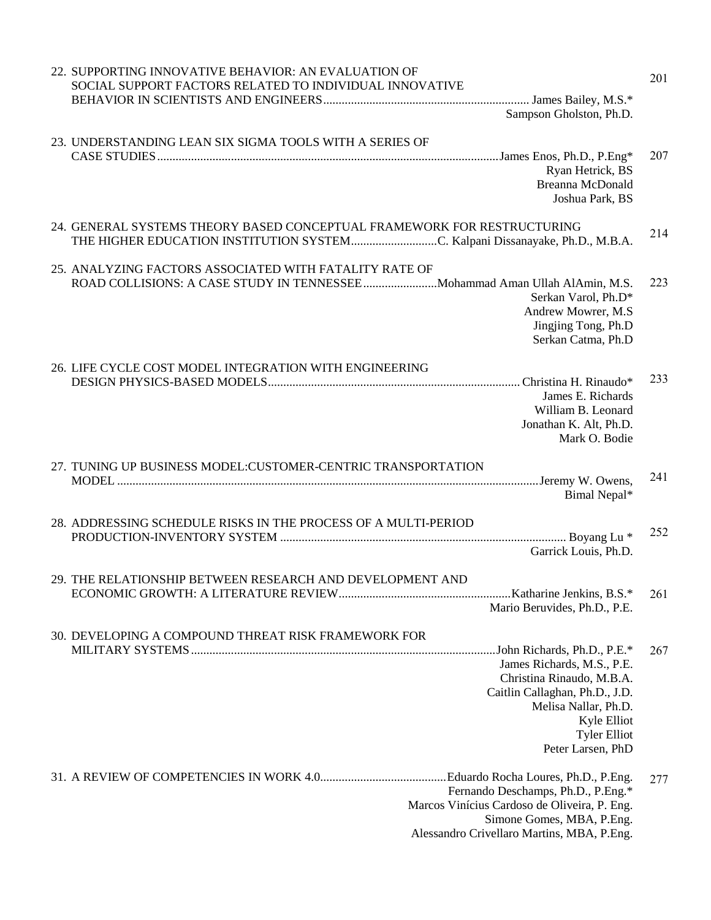22. SUPPORTING INNOVATIVE BEHAVIOR: AN EVALUATION OF SOCIAL SUPPORT FACTORS RELATED TO INDIVIDUAL INNOVATIVE BEHAVIOR IN SCIENTISTS AND ENGINEERS ........ James Bailey, M.S.* — 201
    Sampson Gholston, Ph.D.

23. UNDERSTANDING LEAN SIX SIGMA TOOLS WITH A SERIES OF CASE STUDIES ........ James Enos, Ph.D., P.Eng* — 207
    Ryan Hetrick, BS
    Breanna McDonald
    Joshua Park, BS

24. GENERAL SYSTEMS THEORY BASED CONCEPTUAL FRAMEWORK FOR RESTRUCTURING THE HIGHER EDUCATION INSTITUTION SYSTEM ........ C. Kalpani Dissanayake, Ph.D., M.B.A. — 214

25. ANALYZING FACTORS ASSOCIATED WITH FATALITY RATE OF ROAD COLLISIONS: A CASE STUDY IN TENNESSEE ........ Mohammad Aman Ullah AlAmin, M.S. — 223
    Serkan Varol, Ph.D*
    Andrew Mowrer, M.S
    Jingjing Tong, Ph.D
    Serkan Catma, Ph.D

26. LIFE CYCLE COST MODEL INTEGRATION WITH ENGINEERING DESIGN PHYSICS-BASED MODELS ........ Christina H. Rinaudo* — 233
    James E. Richards
    William B. Leonard
    Jonathan K. Alt, Ph.D.
    Mark O. Bodie

27. TUNING UP BUSINESS MODEL:CUSTOMER-CENTRIC TRANSPORTATION MODEL ........ Jeremy W. Owens, — 241
    Bimal Nepal*

28. ADDRESSING SCHEDULE RISKS IN THE PROCESS OF A MULTI-PERIOD PRODUCTION-INVENTORY SYSTEM ........ Boyang Lu * — 252
    Garrick Louis, Ph.D.

29. THE RELATIONSHIP BETWEEN RESEARCH AND DEVELOPMENT AND ECONOMIC GROWTH: A LITERATURE REVIEW ........ Katharine Jenkins, B.S.* — 261
    Mario Beruvides, Ph.D., P.E.

30. DEVELOPING A COMPOUND THREAT RISK FRAMEWORK FOR MILITARY SYSTEMS ........ John Richards, Ph.D., P.E.* — 267
    James Richards, M.S., P.E.
    Christina Rinaudo, M.B.A.
    Caitlin Callaghan, Ph.D., J.D.
    Melisa Nallar, Ph.D.
    Kyle Elliot
    Tyler Elliot
    Peter Larsen, PhD

31. A REVIEW OF COMPETENCIES IN WORK 4.0 ........ Eduardo Rocha Loures, Ph.D., P.Eng. — 277
    Fernando Deschamps, Ph.D., P.Eng.*
    Marcos Vinícius Cardoso de Oliveira, P. Eng.
    Simone Gomes, MBA, P.Eng.
    Alessandro Crivellaro Martins, MBA, P.Eng.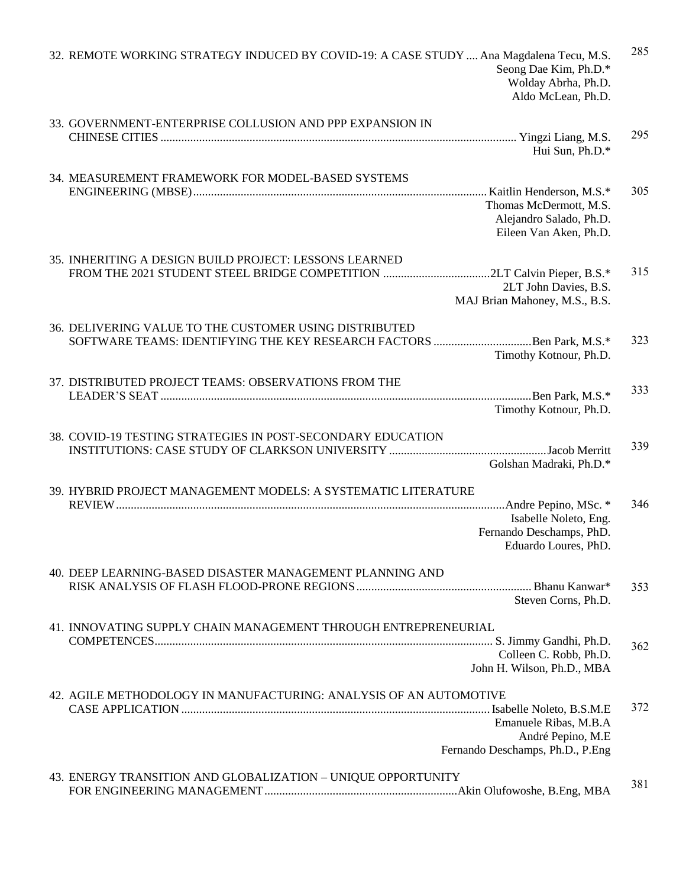32. REMOTE WORKING STRATEGY INDUCED BY COVID-19: A CASE STUDY .... Ana Magdalena Tecu, M.S. — 285
Seong Dae Kim, Ph.D.*
Wolday Abrha, Ph.D.
Aldo McLean, Ph.D.

33. GOVERNMENT-ENTERPRISE COLLUSION AND PPP EXPANSION IN CHINESE CITIES ........ Yingzi Liang, M.S. — 295
Hui Sun, Ph.D.*

34. MEASUREMENT FRAMEWORK FOR MODEL-BASED SYSTEMS ENGINEERING (MBSE) ........ Kaitlin Henderson, M.S.* — 305
Thomas McDermott, M.S.
Alejandro Salado, Ph.D.
Eileen Van Aken, Ph.D.

35. INHERITING A DESIGN BUILD PROJECT: LESSONS LEARNED FROM THE 2021 STUDENT STEEL BRIDGE COMPETITION ........ 2LT Calvin Pieper, B.S.* — 315
2LT John Davies, B.S.
MAJ Brian Mahoney, M.S., B.S.

36. DELIVERING VALUE TO THE CUSTOMER USING DISTRIBUTED SOFTWARE TEAMS: IDENTIFYING THE KEY RESEARCH FACTORS ........ Ben Park, M.S.* — 323
Timothy Kotnour, Ph.D.

37. DISTRIBUTED PROJECT TEAMS: OBSERVATIONS FROM THE LEADER'S SEAT ........ Ben Park, M.S.* — 333
Timothy Kotnour, Ph.D.

38. COVID-19 TESTING STRATEGIES IN POST-SECONDARY EDUCATION INSTITUTIONS: CASE STUDY OF CLARKSON UNIVERSITY ........ Jacob Merritt — 339
Golshan Madraki, Ph.D.*

39. HYBRID PROJECT MANAGEMENT MODELS: A SYSTEMATIC LITERATURE REVIEW ........ Andre Pepino, MSc. * — 346
Isabelle Noleto, Eng.
Fernando Deschamps, PhD.
Eduardo Loures, PhD.

40. DEEP LEARNING-BASED DISASTER MANAGEMENT PLANNING AND RISK ANALYSIS OF FLASH FLOOD-PRONE REGIONS ........ Bhanu Kanwar* — 353
Steven Corns, Ph.D.

41. INNOVATING SUPPLY CHAIN MANAGEMENT THROUGH ENTREPRENEURIAL COMPETENCES ........ S. Jimmy Gandhi, Ph.D. — 362
Colleen C. Robb, Ph.D.
John H. Wilson, Ph.D., MBA

42. AGILE METHODOLOGY IN MANUFACTURING: ANALYSIS OF AN AUTOMOTIVE CASE APPLICATION ........ Isabelle Noleto, B.S.M.E — 372
Emanuele Ribas, M.B.A
André Pepino, M.E
Fernando Deschamps, Ph.D., P.Eng

43. ENERGY TRANSITION AND GLOBALIZATION – UNIQUE OPPORTUNITY FOR ENGINEERING MANAGEMENT ........ Akin Olufowoshe, B.Eng, MBA — 381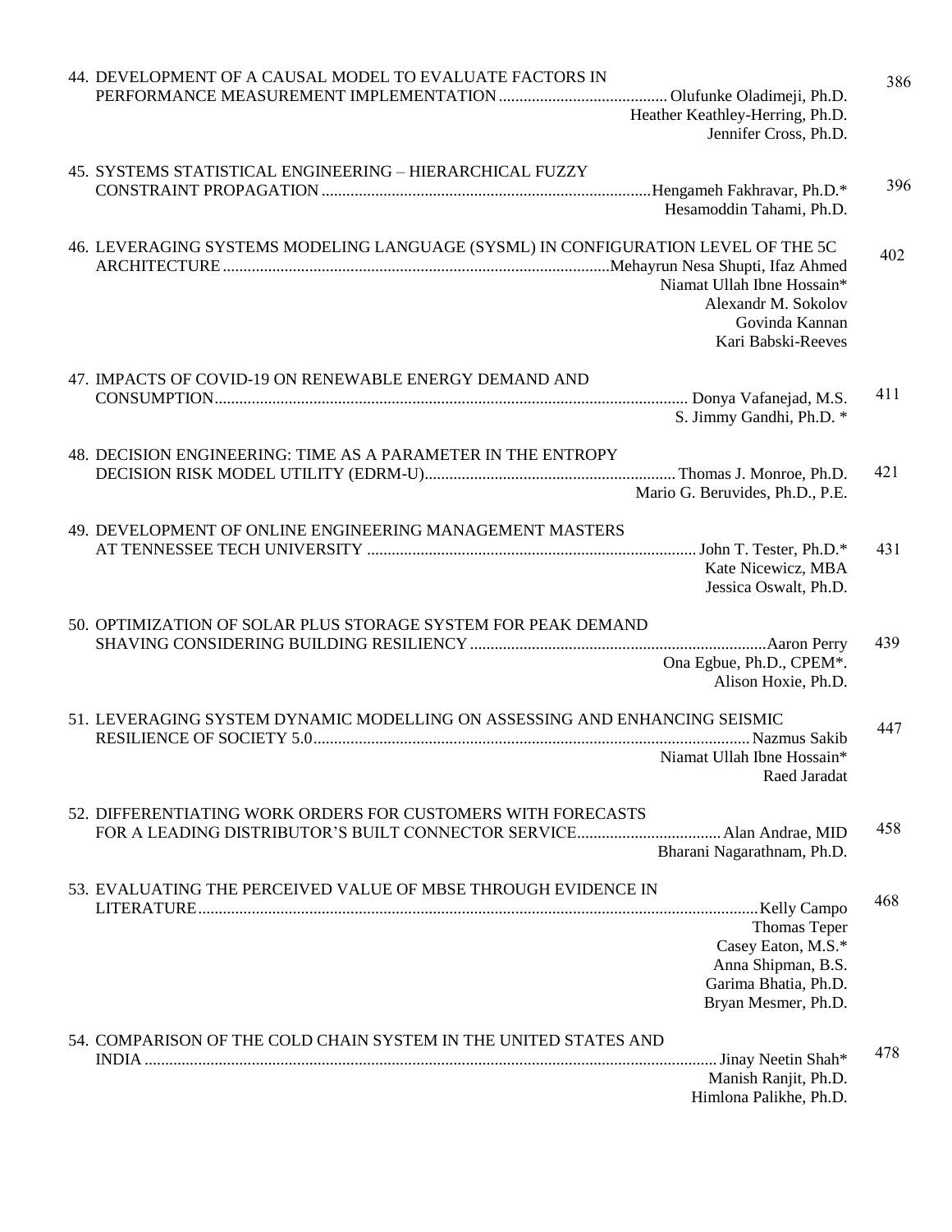44. DEVELOPMENT OF A CAUSAL MODEL TO EVALUATE FACTORS IN PERFORMANCE MEASUREMENT IMPLEMENTATION ........ Olufunke Oladimeji, Ph.D. — 386
Heather Keathley-Herring, Ph.D.
Jennifer Cross, Ph.D.

45. SYSTEMS STATISTICAL ENGINEERING – HIERARCHICAL FUZZY CONSTRAINT PROPAGATION ........ Hengameh Fakhravar, Ph.D.* — 396
Hesamoddin Tahami, Ph.D.

46. LEVERAGING SYSTEMS MODELING LANGUAGE (SYSML) IN CONFIGURATION LEVEL OF THE 5C ARCHITECTURE ........ Mehayrun Nesa Shupti, Ifaz Ahmed — 402
Niamat Ullah Ibne Hossain*
Alexandr M. Sokolov
Govinda Kannan
Kari Babski-Reeves

47. IMPACTS OF COVID-19 ON RENEWABLE ENERGY DEMAND AND CONSUMPTION ........ Donya Vafanejad, M.S. — 411
S. Jimmy Gandhi, Ph.D. *

48. DECISION ENGINEERING: TIME AS A PARAMETER IN THE ENTROPY DECISION RISK MODEL UTILITY (EDRM-U) ........ Thomas J. Monroe, Ph.D. — 421
Mario G. Beruvides, Ph.D., P.E.

49. DEVELOPMENT OF ONLINE ENGINEERING MANAGEMENT MASTERS AT TENNESSEE TECH UNIVERSITY ........ John T. Tester, Ph.D.* — 431
Kate Nicewicz, MBA
Jessica Oswalt, Ph.D.

50. OPTIMIZATION OF SOLAR PLUS STORAGE SYSTEM FOR PEAK DEMAND SHAVING CONSIDERING BUILDING RESILIENCY ........ Aaron Perry — 439
Ona Egbue, Ph.D., CPEM*.
Alison Hoxie, Ph.D.

51. LEVERAGING SYSTEM DYNAMIC MODELLING ON ASSESSING AND ENHANCING SEISMIC RESILIENCE OF SOCIETY 5.0 ........ Nazmus Sakib — 447
Niamat Ullah Ibne Hossain*
Raed Jaradat

52. DIFFERENTIATING WORK ORDERS FOR CUSTOMERS WITH FORECASTS FOR A LEADING DISTRIBUTOR'S BUILT CONNECTOR SERVICE ........ Alan Andrae, MID — 458
Bharani Nagarathnam, Ph.D.

53. EVALUATING THE PERCEIVED VALUE OF MBSE THROUGH EVIDENCE IN LITERATURE ........ Kelly Campo — 468
Thomas Teper
Casey Eaton, M.S.*
Anna Shipman, B.S.
Garima Bhatia, Ph.D.
Bryan Mesmer, Ph.D.

54. COMPARISON OF THE COLD CHAIN SYSTEM IN THE UNITED STATES AND INDIA ........ Jinay Neetin Shah* — 478
Manish Ranjit, Ph.D.
Himlona Palikhe, Ph.D.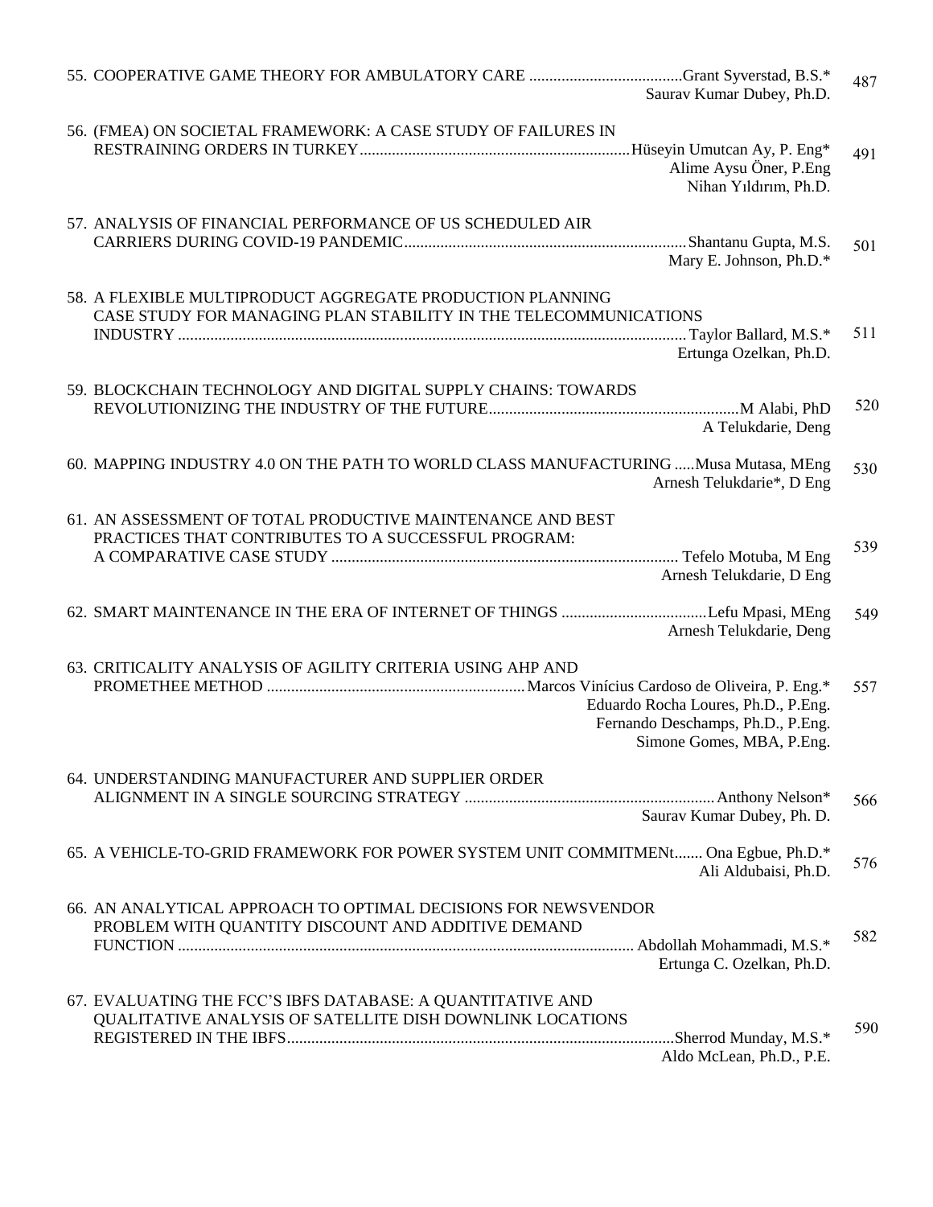55. COOPERATIVE GAME THEORY FOR AMBULATORY CARE ......................................Grant Syverstad, B.S.* Saurav Kumar Dubey, Ph.D. 487

56. (FMEA) ON SOCIETAL FRAMEWORK: A CASE STUDY OF FAILURES IN RESTRAINING ORDERS IN TURKEY...................................................................Hüseyin Umutcan Ay, P. Eng* Alime Aysu Öner, P.Eng Nihan Yıldırım, Ph.D. 491

57. ANALYSIS OF FINANCIAL PERFORMANCE OF US SCHEDULED AIR CARRIERS DURING COVID-19 PANDEMIC.....................................................................Shantanu Gupta, M.S. Mary E. Johnson, Ph.D.* 501

58. A FLEXIBLE MULTIPRODUCT AGGREGATE PRODUCTION PLANNING CASE STUDY FOR MANAGING PLAN STABILITY IN THE TELECOMMUNICATIONS INDUSTRY .............................................................................................................Taylor Ballard, M.S.* Ertunga Ozelkan, Ph.D. 511

59. BLOCKCHAIN TECHNOLOGY AND DIGITAL SUPPLY CHAINS: TOWARDS REVOLUTIONIZING THE INDUSTRY OF THE FUTURE.............................................................M Alabi, PhD A Telukdarie, Deng 520

60. MAPPING INDUSTRY 4.0 ON THE PATH TO WORLD CLASS MANUFACTURING .....Musa Mutasa, MEng Arnesh Telukdarie*, D Eng 530

61. AN ASSESSMENT OF TOTAL PRODUCTIVE MAINTENANCE AND BEST PRACTICES THAT CONTRIBUTES TO A SUCCESSFUL PROGRAM: A COMPARATIVE CASE STUDY ...................................................................................... Tefelo Motuba, M Eng Arnesh Telukdarie, D Eng 539

62. SMART MAINTENANCE IN THE ERA OF INTERNET OF THINGS ....................................Lefu Mpasi, MEng Arnesh Telukdarie, Deng 549

63. CRITICALITY ANALYSIS OF AGILITY CRITERIA USING AHP AND PROMETHEE METHOD ................................................................Marcos Vinícius Cardoso de Oliveira, P. Eng.* Eduardo Rocha Loures, Ph.D., P.Eng. Fernando Deschamps, Ph.D., P.Eng. Simone Gomes, MBA, P.Eng. 557

64. UNDERSTANDING MANUFACTURER AND SUPPLIER ORDER ALIGNMENT IN A SINGLE SOURCING STRATEGY ..............................................................Anthony Nelson* Saurav Kumar Dubey, Ph. D. 566

65. A VEHICLE-TO-GRID FRAMEWORK FOR POWER SYSTEM UNIT COMMITMENt....... Ona Egbue, Ph.D.* Ali Aldubaisi, Ph.D. 576

66. AN ANALYTICAL APPROACH TO OPTIMAL DECISIONS FOR NEWSVENDOR PROBLEM WITH QUANTITY DISCOUNT AND ADDITIVE DEMAND FUNCTION ................................................................................................................ Abdollah Mohammadi, M.S.* Ertunga C. Ozelkan, Ph.D. 582

67. EVALUATING THE FCC'S IBFS DATABASE: A QUANTITATIVE AND QUALITATIVE ANALYSIS OF SATELLITE DISH DOWNLINK LOCATIONS REGISTERED IN THE IBFS................................................................................................Sherrod Munday, M.S.* Aldo McLean, Ph.D., P.E. 590